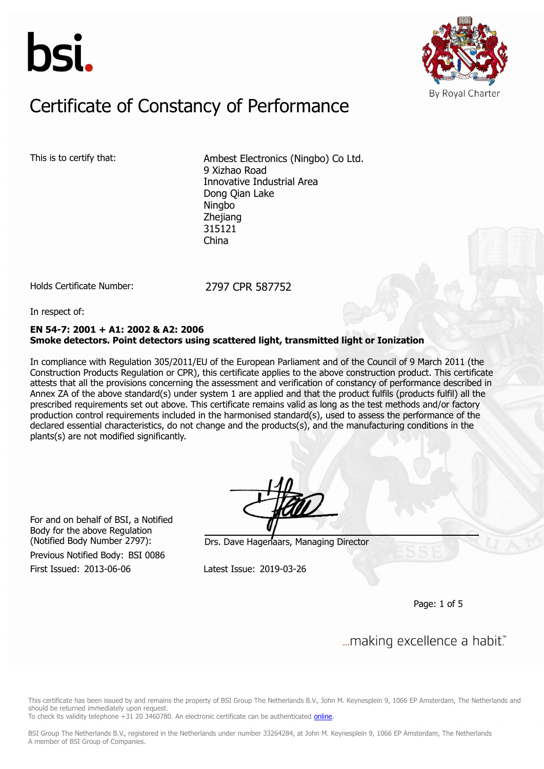bsi.

By Royal Charter

# Certificate of Constancy of Performance

This is to certify that:

Ambest Electronics (Ningbo) Co Ltd.
9 Xizhao Road
Innovative Industrial Area
Dong Qian Lake
Ningbo
Zhejiang
315121
China

Holds Certificate Number: 2797 CPR 587752

In respect of:

**EN 54-7: 2001 + A1: 2002 & A2: 2006**
**Smoke detectors. Point detectors using scattered light, transmitted light or Ionization**

In compliance with Regulation 305/2011/EU of the European Parliament and of the Council of 9 March 2011 (the Construction Products Regulation or CPR), this certificate applies to the above construction product. This certificate attests that all the provisions concerning the assessment and verification of constancy of performance described in Annex ZA of the above standard(s) under system 1 are applied and that the product fulfils (products fulfil) all the prescribed requirements set out above. This certificate remains valid as long as the test methods and/or factory production control requirements included in the harmonised standard(s), used to assess the performance of the declared essential characteristics, do not change and the products(s), and the manufacturing conditions in the plants(s) are not modified significantly.

For and on behalf of BSI, a Notified Body for the above Regulation (Notified Body Number 2797):

Drs. Dave Hagenaars, Managing Director

Previous Notified Body: BSI 0086

First Issued: 2013-06-06

Latest Issue: 2019-03-26

...making excellence a habit.™

This certificate has been issued by and remains the property of BSI Group The Netherlands B.V., John M. Keynesplein 9, 1066 EP Amsterdam, The Netherlands and should be returned immediately upon request.
To check its validity telephone +31 20 3460780. An electronic certificate can be authenticated online.

BSI Group The Netherlands B.V., registered in the Netherlands under number 33264284, at John M. Keynesplein 9, 1066 EP Amsterdam, The Netherlands
A member of BSI Group of Companies.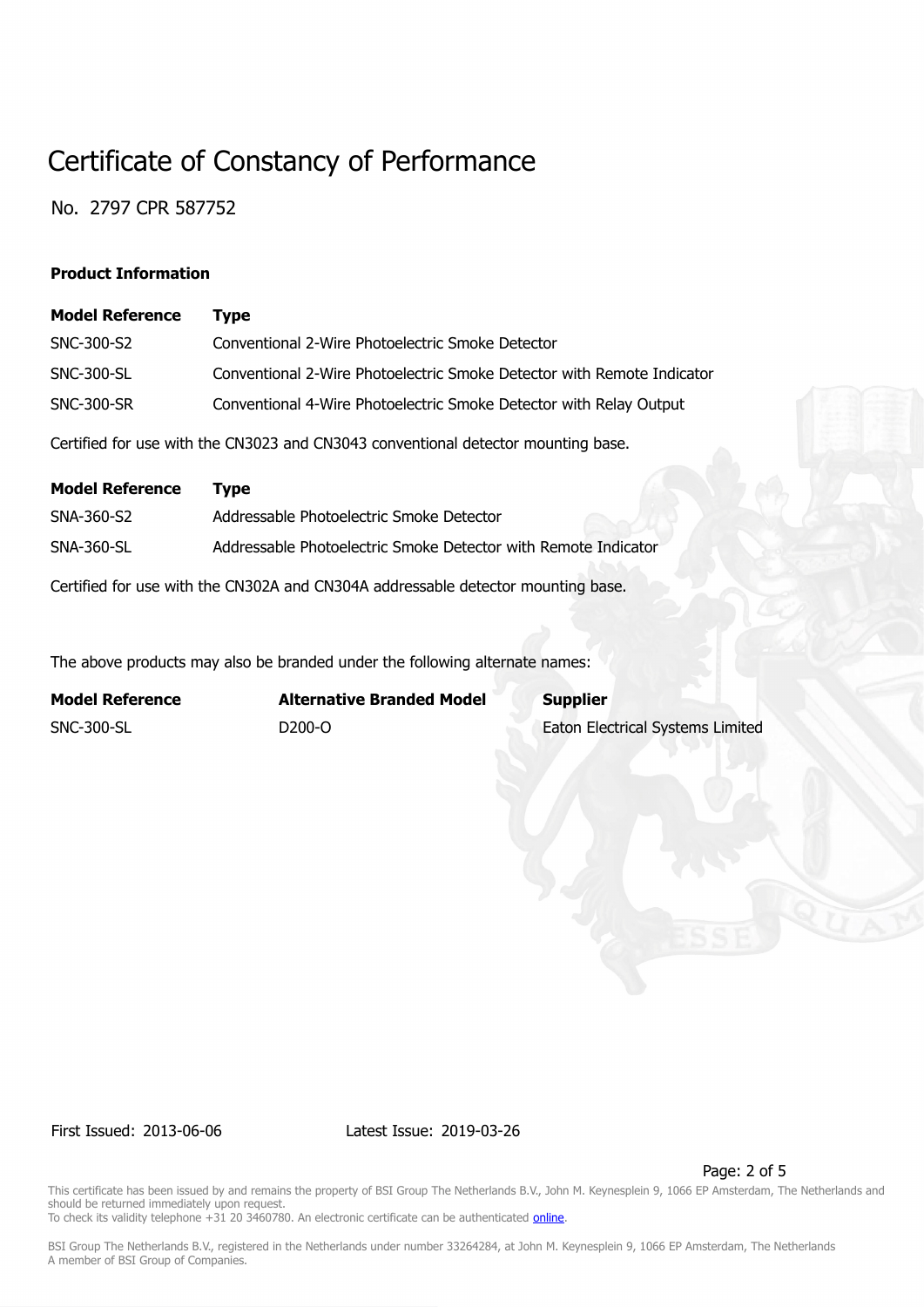# Certificate of Constancy of Performance

No. 2797 CPR 587752

**Product Information**

| **Model Reference** | **Type** |
| --- | --- |
| SNC-300-S2 | Conventional 2-Wire Photoelectric Smoke Detector |
| SNC-300-SL | Conventional 2-Wire Photoelectric Smoke Detector with Remote Indicator |
| SNC-300-SR | Conventional 4-Wire Photoelectric Smoke Detector with Relay Output |

Certified for use with the CN3023 and CN3043 conventional detector mounting base.

| **Model Reference** | **Type** |
| --- | --- |
| SNA-360-S2 | Addressable Photoelectric Smoke Detector |
| SNA-360-SL | Addressable Photoelectric Smoke Detector with Remote Indicator |

Certified for use with the CN302A and CN304A addressable detector mounting base.

The above products may also be branded under the following alternate names:

| **Model Reference** | **Alternative Branded Model** | **Supplier** |
| --- | --- | --- |
| SNC-300-SL | D200-O | Eaton Electrical Systems Limited |

First Issued: 2013-06-06 Latest Issue: 2019-03-26

This certificate has been issued by and remains the property of BSI Group The Netherlands B.V., John M. Keynesplein 9, 1066 EP Amsterdam, The Netherlands and should be returned immediately upon request.
To check its validity telephone +31 20 3460780. An electronic certificate can be authenticated online.

BSI Group The Netherlands B.V., registered in the Netherlands under number 33264284, at John M. Keynesplein 9, 1066 EP Amsterdam, The Netherlands
A member of BSI Group of Companies.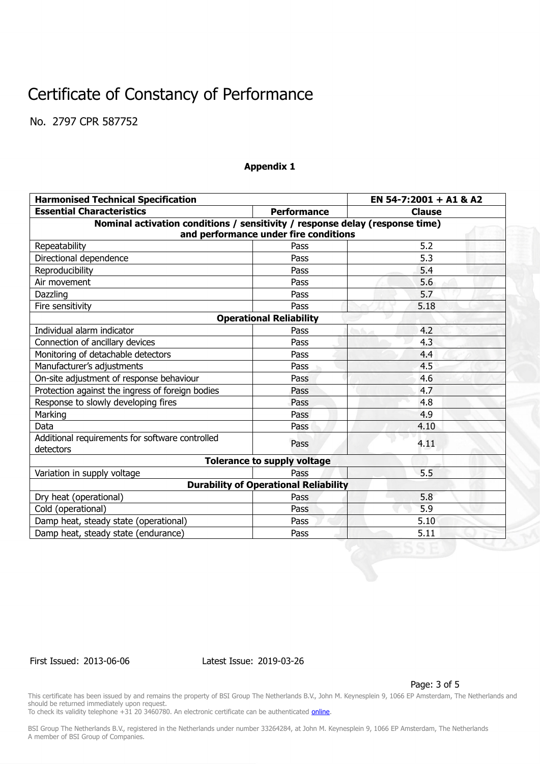# Certificate of Constancy of Performance

No. 2797 CPR 587752

**Appendix 1**

| Harmonised Technical Specification | | EN 54-7:2001 + A1 & A2 |
|---|---|---|
| **Essential Characteristics** | **Performance** | **Clause** |
| **Nominal activation conditions / sensitivity / response delay (response time) and performance under fire conditions** | | |
| Repeatability | Pass | 5.2 |
| Directional dependence | Pass | 5.3 |
| Reproducibility | Pass | 5.4 |
| Air movement | Pass | 5.6 |
| Dazzling | Pass | 5.7 |
| Fire sensitivity | Pass | 5.18 |
| **Operational Reliability** | | |
| Individual alarm indicator | Pass | 4.2 |
| Connection of ancillary devices | Pass | 4.3 |
| Monitoring of detachable detectors | Pass | 4.4 |
| Manufacturer's adjustments | Pass | 4.5 |
| On-site adjustment of response behaviour | Pass | 4.6 |
| Protection against the ingress of foreign bodies | Pass | 4.7 |
| Response to slowly developing fires | Pass | 4.8 |
| Marking | Pass | 4.9 |
| Data | Pass | 4.10 |
| Additional requirements for software controlled detectors | Pass | 4.11 |
| **Tolerance to supply voltage** | | |
| Variation in supply voltage | Pass | 5.5 |
| **Durability of Operational Reliability** | | |
| Dry heat (operational) | Pass | 5.8 |
| Cold (operational) | Pass | 5.9 |
| Damp heat, steady state (operational) | Pass | 5.10 |
| Damp heat, steady state (endurance) | Pass | 5.11 |

First Issued: 2013-06-06 Latest Issue: 2019-03-26

This certificate has been issued by and remains the property of BSI Group The Netherlands B.V., John M. Keynesplein 9, 1066 EP Amsterdam, The Netherlands and should be returned immediately upon request.
To check its validity telephone +31 20 3460780. An electronic certificate can be authenticated online.

BSI Group The Netherlands B.V., registered in the Netherlands under number 33264284, at John M. Keynesplein 9, 1066 EP Amsterdam, The Netherlands
A member of BSI Group of Companies.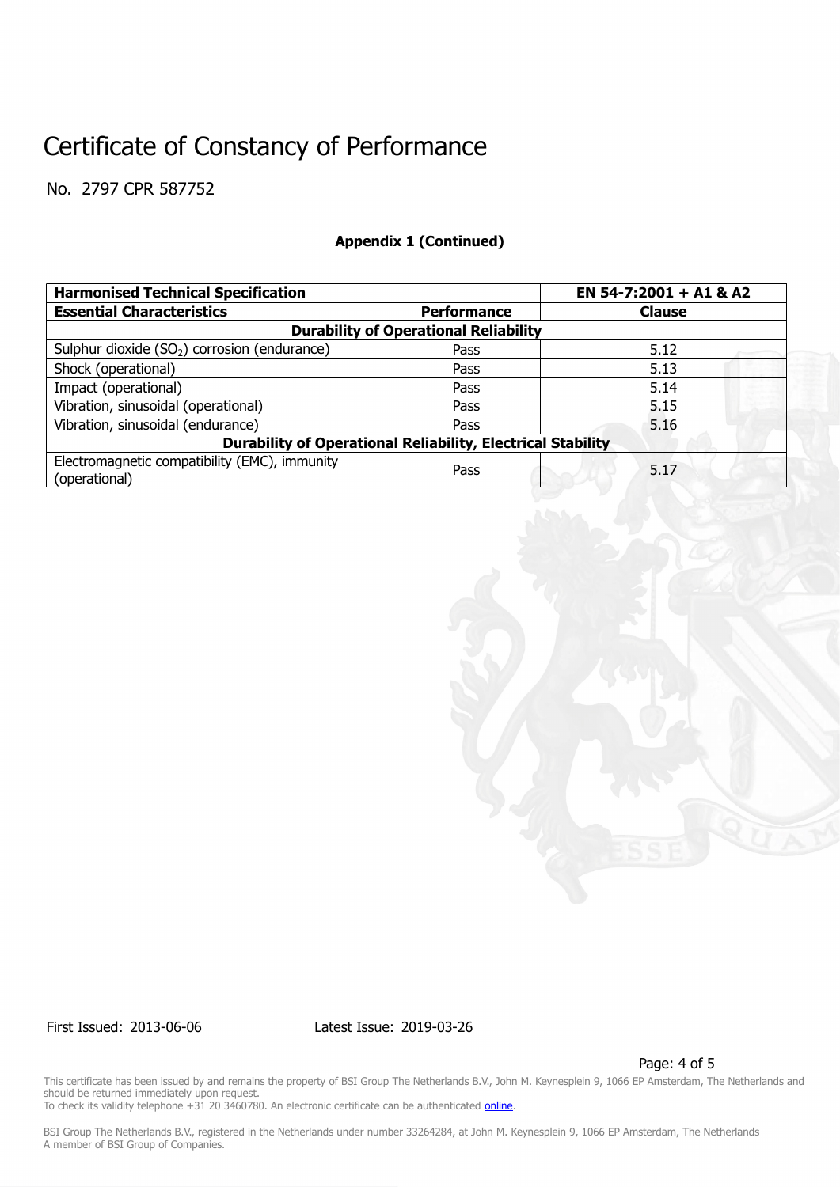# Certificate of Constancy of Performance

No. 2797 CPR 587752

**Appendix 1 (Continued)**

| **Harmonised Technical Specification** | | **EN 54-7:2001 + A1 & A2** |
|---|---|---|
| **Essential Characteristics** | **Performance** | **Clause** |
| **Durability of Operational Reliability** | | |
| Sulphur dioxide ($SO_2$) corrosion (endurance) | Pass | 5.12 |
| Shock (operational) | Pass | 5.13 |
| Impact (operational) | Pass | 5.14 |
| Vibration, sinusoidal (operational) | Pass | 5.15 |
| Vibration, sinusoidal (endurance) | Pass | 5.16 |
| **Durability of Operational Reliability, Electrical Stability** | | |
| Electromagnetic compatibility (EMC), immunity (operational) | Pass | 5.17 |

First Issued: 2013-06-06 Latest Issue: 2019-03-26

This certificate has been issued by and remains the property of BSI Group The Netherlands B.V., John M. Keynesplein 9, 1066 EP Amsterdam, The Netherlands and should be returned immediately upon request.
To check its validity telephone +31 20 3460780. An electronic certificate can be authenticated online.

BSI Group The Netherlands B.V., registered in the Netherlands under number 33264284, at John M. Keynesplein 9, 1066 EP Amsterdam, The Netherlands
A member of BSI Group of Companies.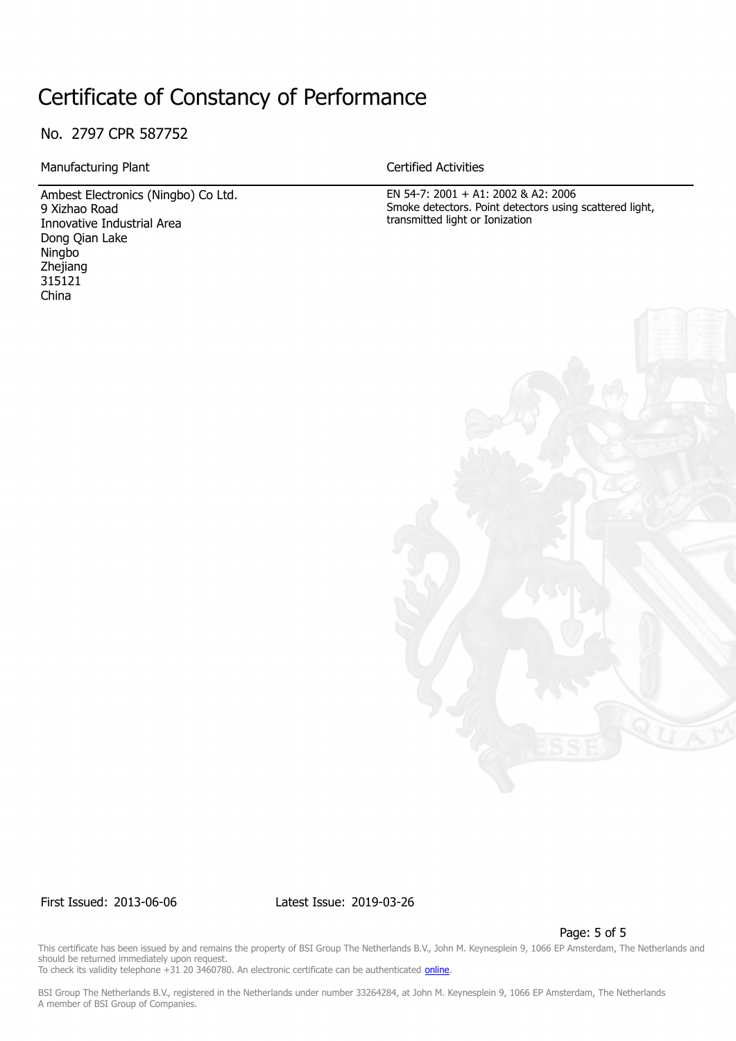# Certificate of Constancy of Performance

## No. 2797 CPR 587752

| Manufacturing Plant | Certified Activities |
| --- | --- |
| Ambest Electronics (Ningbo) Co Ltd.<br>9 Xizhao Road<br>Innovative Industrial Area<br>Dong Qian Lake<br>Ningbo<br>Zhejiang<br>315121<br>China | EN 54-7: 2001 + A1: 2002 & A2: 2006<br>Smoke detectors. Point detectors using scattered light, transmitted light or Ionization |

First Issued: 2013-06-06 Latest Issue: 2019-03-26

This certificate has been issued by and remains the property of BSI Group The Netherlands B.V., John M. Keynesplein 9, 1066 EP Amsterdam, The Netherlands and should be returned immediately upon request.
To check its validity telephone +31 20 3460780. An electronic certificate can be authenticated online.

BSI Group The Netherlands B.V., registered in the Netherlands under number 33264284, at John M. Keynesplein 9, 1066 EP Amsterdam, The Netherlands
A member of BSI Group of Companies.